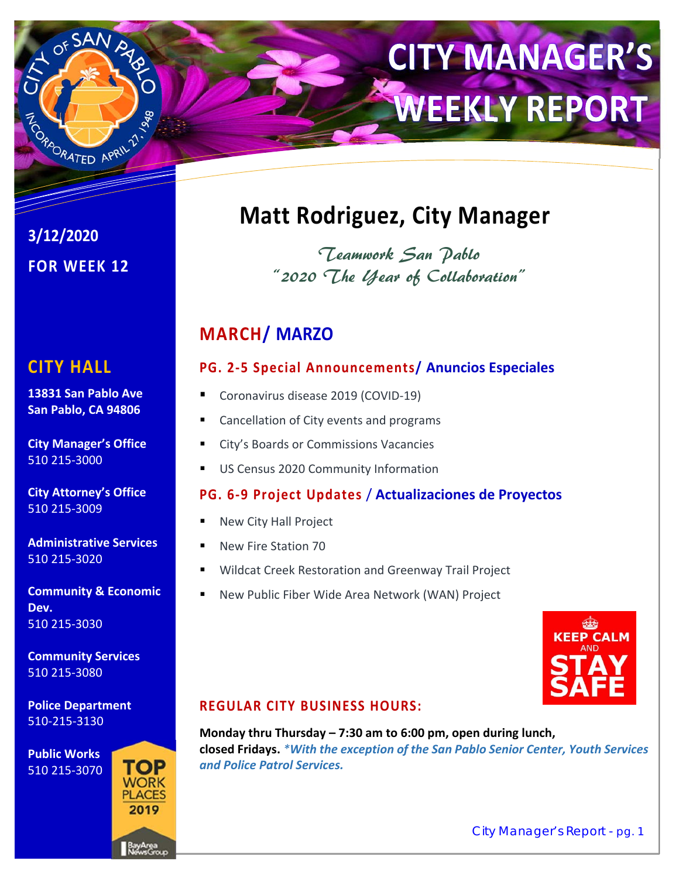# CITY MANAGER'S WEEKLY REPORT

**3/12/2020**

**FOR WEEK 12**

## CITY HALL

**13831 San Pablo Ave**
**San Pablo, CA 94806**

**City Manager's Office**
510 215-3000

**City Attorney's Office**
510 215-3009

**Administrative Services**
510 215-3020

**Community & Economic Dev.**
510 215-3030

**Community Services**
510 215-3080

**Police Department**
510-215-3130

**Public Works**
510 215-3070

TOP WORK PLACES 2019

## Matt Rodriguez, City Manager

*Teamwork San Pablo*
*"2020 The Year of Collaboration"*

## MARCH/ MARZO

### PG. 2-5 Special Announcements/ Anuncios Especiales

- Coronavirus disease 2019 (COVID-19)
- Cancellation of City events and programs
- City's Boards or Commissions Vacancies
- US Census 2020 Community Information

### PG. 6-9 Project Updates / Actualizaciones de Proyectos

- New City Hall Project
- New Fire Station 70
- Wildcat Creek Restoration and Greenway Trail Project
- New Public Fiber Wide Area Network (WAN) Project

KEEP CALM AND STAY SAFE

### REGULAR CITY BUSINESS HOURS:

**Monday thru Thursday – 7:30 am to 6:00 pm, open during lunch, closed Fridays.** ***\*With the exception of the San Pablo Senior Center, Youth Services and Police Patrol Services.***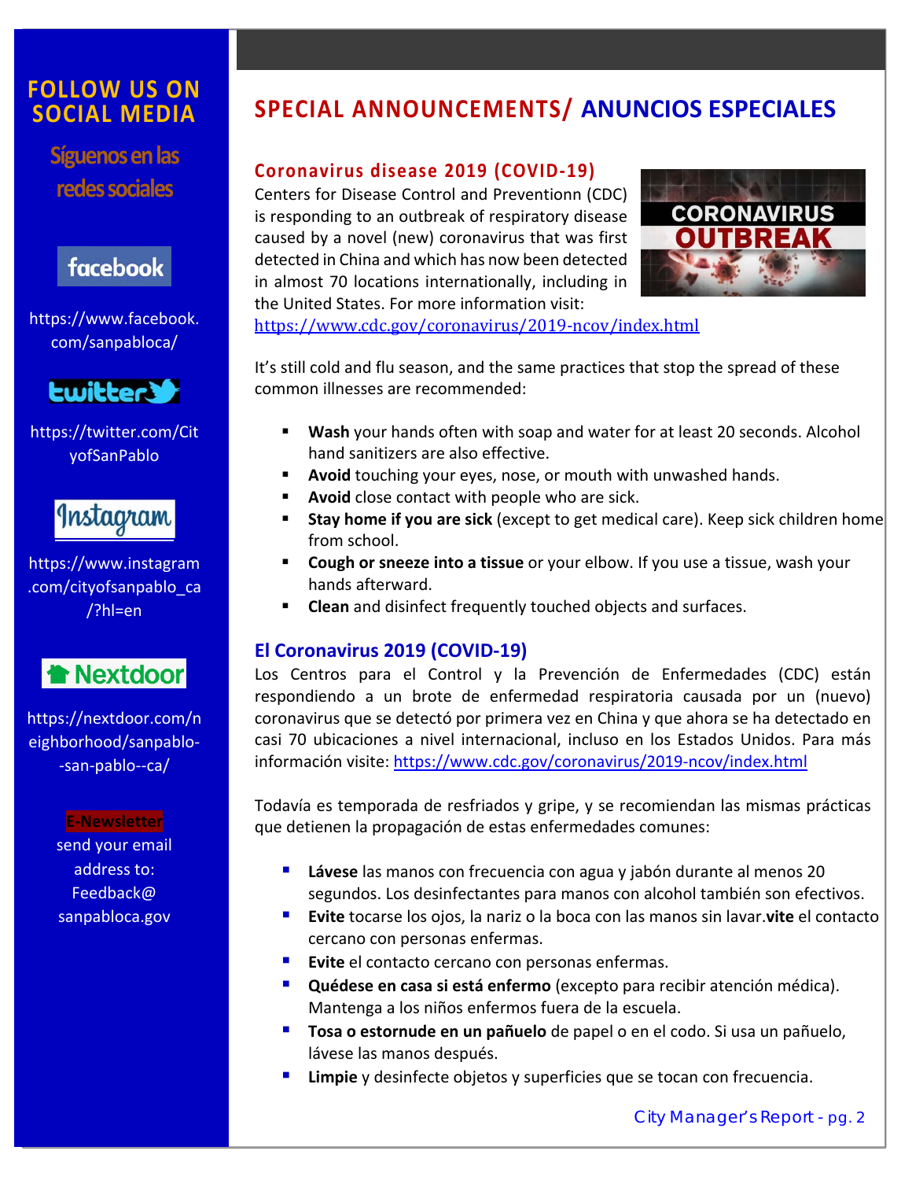# SPECIAL ANNOUNCEMENTS/ ANUNCIOS ESPECIALES

## Coronavirus disease 2019 (COVID-19)

Centers for Disease Control and Preventionn (CDC) is responding to an outbreak of respiratory disease caused by a novel (new) coronavirus that was first detected in China and which has now been detected in almost 70 locations internationally, including in the United States. For more information visit: https://www.cdc.gov/coronavirus/2019-ncov/index.html

It's still cold and flu season, and the same practices that stop the spread of these common illnesses are recommended:

- **Wash** your hands often with soap and water for at least 20 seconds. Alcohol hand sanitizers are also effective.
- **Avoid** touching your eyes, nose, or mouth with unwashed hands.
- **Avoid** close contact with people who are sick.
- **Stay home if you are sick** (except to get medical care). Keep sick children home from school.
- **Cough or sneeze into a tissue** or your elbow. If you use a tissue, wash your hands afterward.
- **Clean** and disinfect frequently touched objects and surfaces.

## El Coronavirus 2019 (COVID-19)

Los Centros para el Control y la Prevención de Enfermedades (CDC) están respondiendo a un brote de enfermedad respiratoria causada por un (nuevo) coronavirus que se detectó por primera vez en China y que ahora se ha detectado en casi 70 ubicaciones a nivel internacional, incluso en los Estados Unidos. Para más información visite: https://www.cdc.gov/coronavirus/2019-ncov/index.html

Todavía es temporada de resfriados y gripe, y se recomiendan las mismas prácticas que detienen la propagación de estas enfermedades comunes:

- **Lávese** las manos con frecuencia con agua y jabón durante al menos 20 segundos. Los desinfectantes para manos con alcohol también son efectivos.
- **Evite** tocarse los ojos, la nariz o la boca con las manos sin lavar.**vite** el contacto cercano con personas enfermas.
- **Evite** el contacto cercano con personas enfermas.
- **Quédese en casa si está enfermo** (excepto para recibir atención médica). Mantenga a los niños enfermos fuera de la escuela.
- **Tosa o estornude en un pañuelo** de papel o en el codo. Si usa un pañuelo, lávese las manos después.
- **Limpie** y desinfecte objetos y superficies que se tocan con frecuencia.

## FOLLOW US ON SOCIAL MEDIA

### Síguenos en las redes sociales

facebook

https://www.facebook.com/sanpabloca/

twitter

https://twitter.com/CityofSanPablo

Instagram

https://www.instagram.com/cityofsanpablo_ca/?hl=en

Nextdoor

https://nextdoor.com/neighborhood/sanpablo--san-pablo--ca/

**E-Newsletter**

send your email address to: Feedback@sanpabloca.gov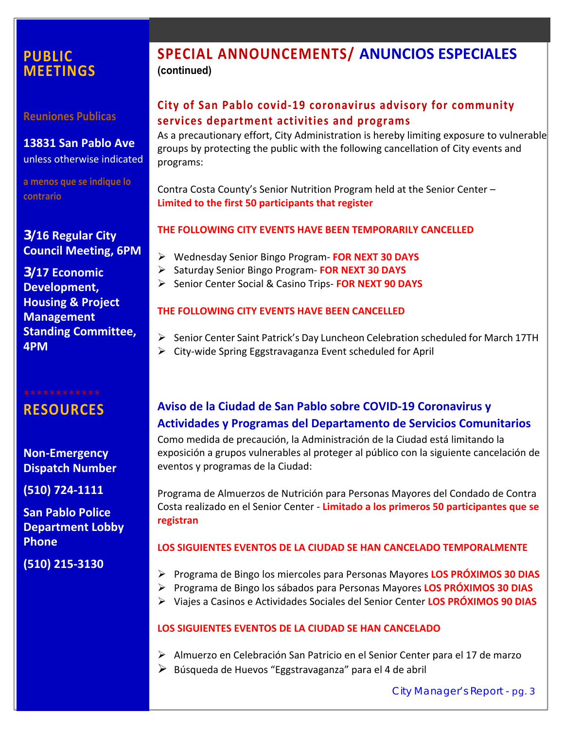## PUBLIC MEETINGS

**Reuniones Publicas**

**13831 San Pablo Ave**
unless otherwise indicated

a menos que se indique lo contrario

**3/16 Regular City Council Meeting, 6PM**

**3/17 Economic Development, Housing & Project Management Standing Committee, 4PM**

************

## RESOURCES

**Non-Emergency Dispatch Number**

**(510) 724-1111**

**San Pablo Police Department Lobby Phone**

**(510) 215-3130**

# SPECIAL ANNOUNCEMENTS/ ANUNCIOS ESPECIALES

**(continued)**

### City of San Pablo covid-19 coronavirus advisory for community services department activities and programs

As a precautionary effort, City Administration is hereby limiting exposure to vulnerable groups by protecting the public with the following cancellation of City events and programs:

Contra Costa County's Senior Nutrition Program held at the Senior Center – **Limited to the first 50 participants that register**

**THE FOLLOWING CITY EVENTS HAVE BEEN TEMPORARILY CANCELLED**

- Wednesday Senior Bingo Program- **FOR NEXT 30 DAYS**
- Saturday Senior Bingo Program- **FOR NEXT 30 DAYS**
- Senior Center Social & Casino Trips- **FOR NEXT 90 DAYS**

**THE FOLLOWING CITY EVENTS HAVE BEEN CANCELLED**

- Senior Center Saint Patrick's Day Luncheon Celebration scheduled for March 17TH
- City-wide Spring Eggstravaganza Event scheduled for April

### Aviso de la Ciudad de San Pablo sobre COVID-19 Coronavirus y Actividades y Programas del Departamento de Servicios Comunitarios

Como medida de precaución, la Administración de la Ciudad está limitando la exposición a grupos vulnerables al proteger al público con la siguiente cancelación de eventos y programas de la Ciudad:

Programa de Almuerzos de Nutrición para Personas Mayores del Condado de Contra Costa realizado en el Senior Center - **Limitado a los primeros 50 participantes que se registran**

**LOS SIGUIENTES EVENTOS DE LA CIUDAD SE HAN CANCELADO TEMPORALMENTE**

- Programa de Bingo los miercoles para Personas Mayores **LOS PRÓXIMOS 30 DIAS**
- Programa de Bingo los sábados para Personas Mayores **LOS PRÓXIMOS 30 DIAS**
- Viajes a Casinos e Actividades Sociales del Senior Center **LOS PRÓXIMOS 90 DIAS**

**LOS SIGUIENTES EVENTOS DE LA CIUDAD SE HAN CANCELADO**

- Almuerzo en Celebración San Patricio en el Senior Center para el 17 de marzo
- Búsqueda de Huevos "Eggstravaganza" para el 4 de abril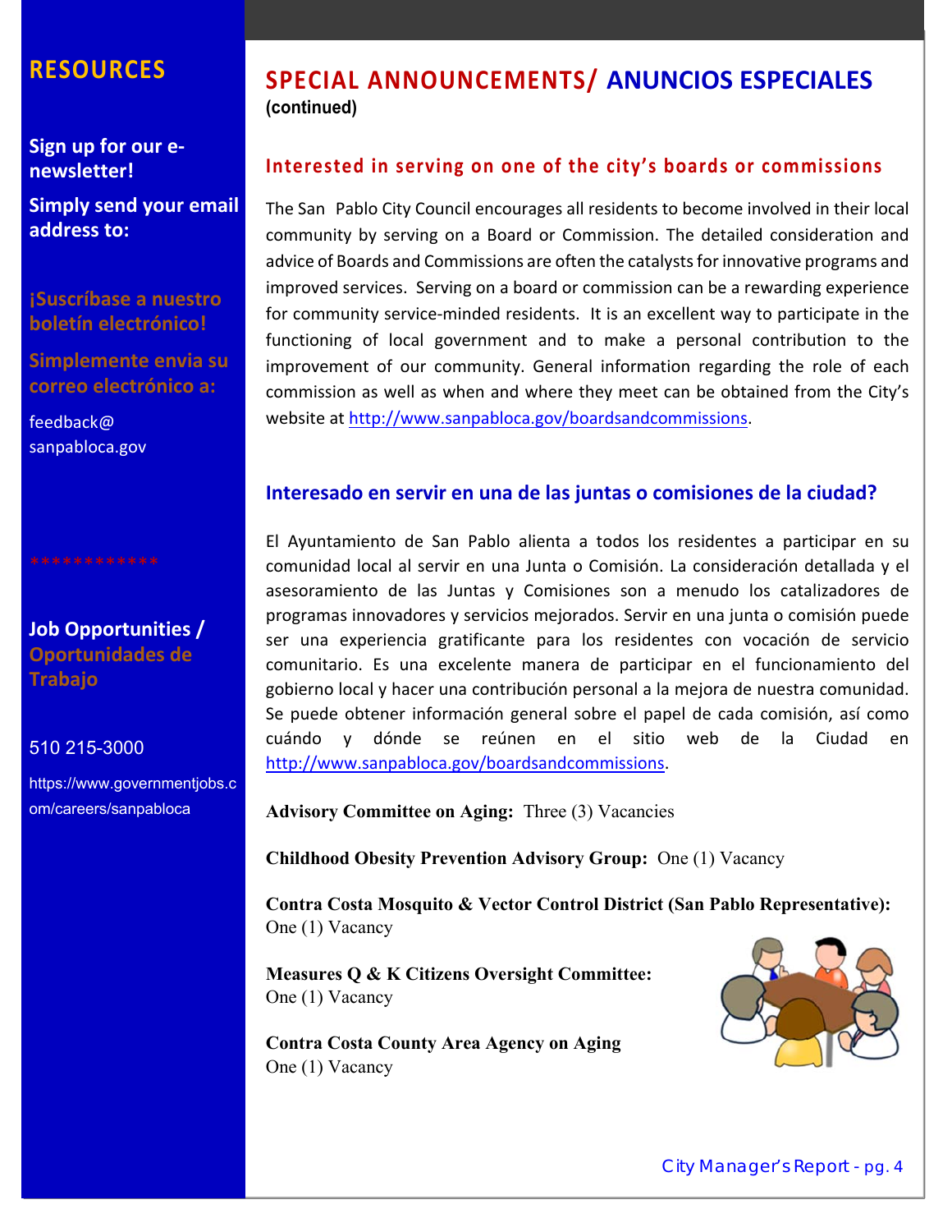## RESOURCES

**Sign up for our e-newsletter!**

**Simply send your email address to:**

**¡Suscríbase a nuestro boletín electrónico!**

**Simplemente envia su correo electrónico a:**

feedback@sanpabloca.gov

************

**Job Opportunities / Oportunidades de Trabajo**

510 215-3000

https://www.governmentjobs.com/careers/sanpabloca

# SPECIAL ANNOUNCEMENTS/ ANUNCIOS ESPECIALES

**(continued)**

### Interested in serving on one of the city's boards or commissions

The San Pablo City Council encourages all residents to become involved in their local community by serving on a Board or Commission. The detailed consideration and advice of Boards and Commissions are often the catalysts for innovative programs and improved services. Serving on a board or commission can be a rewarding experience for community service-minded residents. It is an excellent way to participate in the functioning of local government and to make a personal contribution to the improvement of our community. General information regarding the role of each commission as well as when and where they meet can be obtained from the City's website at http://www.sanpabloca.gov/boardsandcommissions.

### Interesado en servir en una de las juntas o comisiones de la ciudad?

El Ayuntamiento de San Pablo alienta a todos los residentes a participar en su comunidad local al servir en una Junta o Comisión. La consideración detallada y el asesoramiento de las Juntas y Comisiones son a menudo los catalizadores de programas innovadores y servicios mejorados. Servir en una junta o comisión puede ser una experiencia gratificante para los residentes con vocación de servicio comunitario. Es una excelente manera de participar en el funcionamiento del gobierno local y hacer una contribución personal a la mejora de nuestra comunidad. Se puede obtener información general sobre el papel de cada comisión, así como cuándo y dónde se reúnen en el sitio web de la Ciudad en http://www.sanpabloca.gov/boardsandcommissions.

**Advisory Committee on Aging:** Three (3) Vacancies

**Childhood Obesity Prevention Advisory Group:** One (1) Vacancy

**Contra Costa Mosquito & Vector Control District (San Pablo Representative):**
One (1) Vacancy

**Measures Q & K Citizens Oversight Committee:**
One (1) Vacancy

**Contra Costa County Area Agency on Aging**
One (1) Vacancy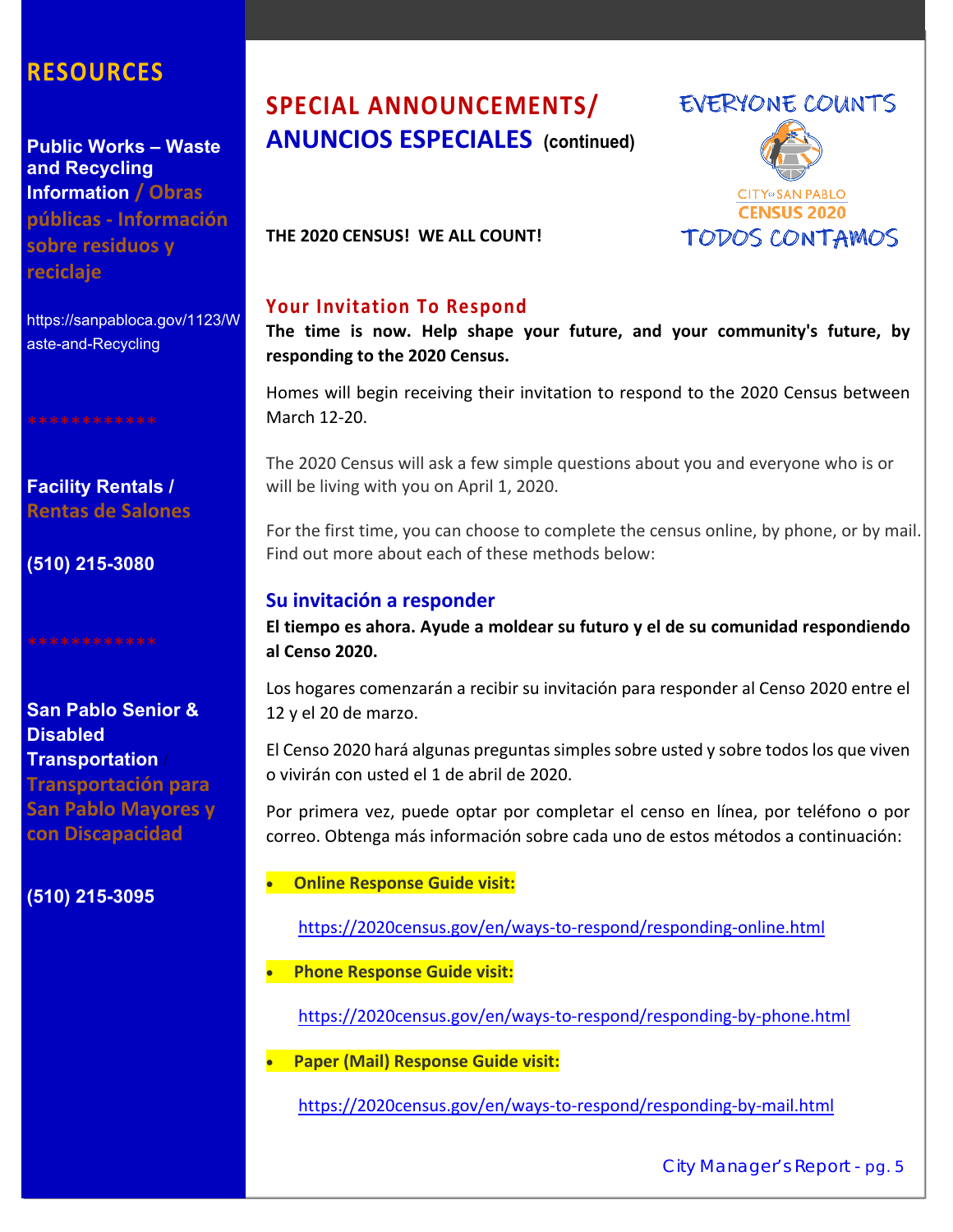## RESOURCES

**Public Works – Waste and Recycling Information / Obras públicas - Información sobre residuos y reciclaje**

https://sanpabloca.gov/1123/Waste-and-Recycling

************

**Facility Rentals / Rentas de Salones**

**(510) 215-3080**

************

**San Pablo Senior & Disabled Transportation / Transportación para San Pablo Mayores y con Discapacidad**

**(510) 215-3095**

# SPECIAL ANNOUNCEMENTS/ ANUNCIOS ESPECIALES (continued)

EVERYONE COUNTS

CITY OF SAN PABLO CENSUS 2020

TODOS CONTAMOS

**THE 2020 CENSUS! WE ALL COUNT!**

### Your Invitation To Respond

**The time is now. Help shape your future, and your community's future, by responding to the 2020 Census.**

Homes will begin receiving their invitation to respond to the 2020 Census between March 12-20.

The 2020 Census will ask a few simple questions about you and everyone who is or will be living with you on April 1, 2020.

For the first time, you can choose to complete the census online, by phone, or by mail. Find out more about each of these methods below:

### Su invitación a responder

**El tiempo es ahora. Ayude a moldear su futuro y el de su comunidad respondiendo al Censo 2020.**

Los hogares comenzarán a recibir su invitación para responder al Censo 2020 entre el 12 y el 20 de marzo.

El Censo 2020 hará algunas preguntas simples sobre usted y sobre todos los que viven o vivirán con usted el 1 de abril de 2020.

Por primera vez, puede optar por completar el censo en línea, por teléfono o por correo. Obtenga más información sobre cada uno de estos métodos a continuación:

- **Online Response Guide visit:**

  https://2020census.gov/en/ways-to-respond/responding-online.html

- **Phone Response Guide visit:**

  https://2020census.gov/en/ways-to-respond/responding-by-phone.html

- **Paper (Mail) Response Guide visit:**

  https://2020census.gov/en/ways-to-respond/responding-by-mail.html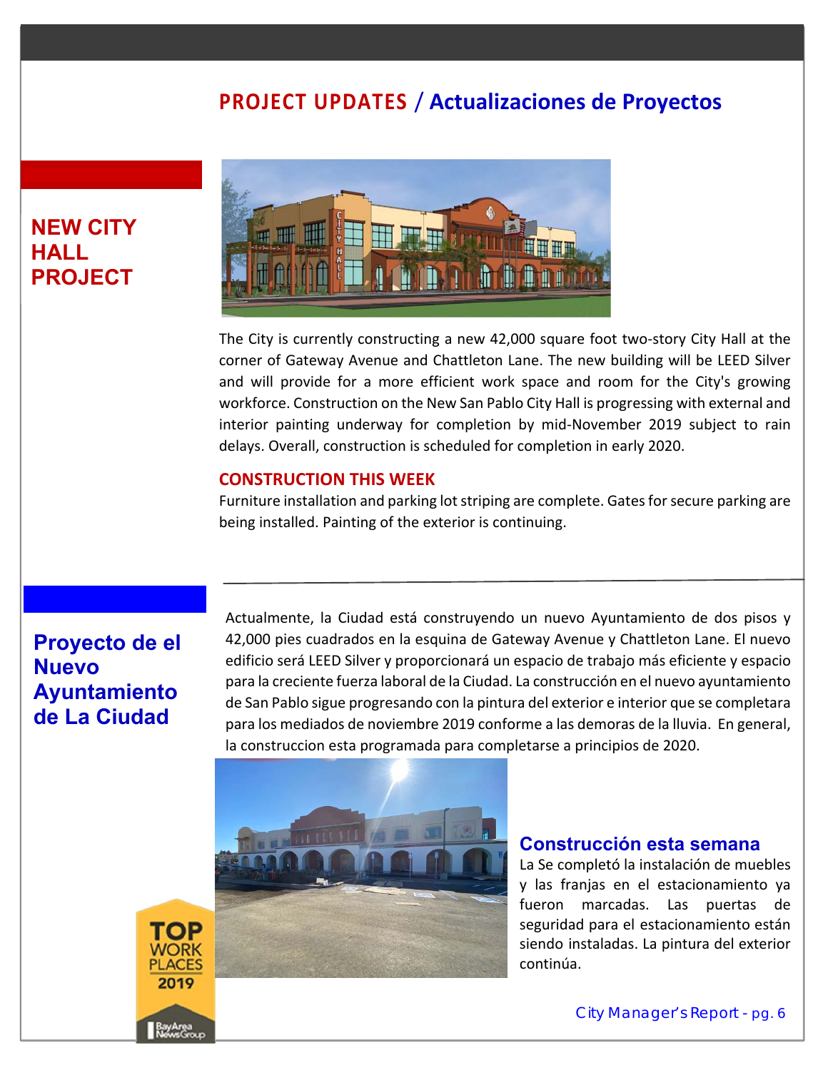# PROJECT UPDATES / Actualizaciones de Proyectos

## NEW CITY HALL PROJECT

The City is currently constructing a new 42,000 square foot two-story City Hall at the corner of Gateway Avenue and Chattleton Lane. The new building will be LEED Silver and will provide for a more efficient work space and room for the City's growing workforce. Construction on the New San Pablo City Hall is progressing with external and interior painting underway for completion by mid-November 2019 subject to rain delays. Overall, construction is scheduled for completion in early 2020.

### CONSTRUCTION THIS WEEK

Furniture installation and parking lot striping are complete. Gates for secure parking are being installed. Painting of the exterior is continuing.

---

## Proyecto de el Nuevo Ayuntamiento de La Ciudad

Actualmente, la Ciudad está construyendo un nuevo Ayuntamiento de dos pisos y 42,000 pies cuadrados en la esquina de Gateway Avenue y Chattleton Lane. El nuevo edificio será LEED Silver y proporcionará un espacio de trabajo más eficiente y espacio para la creciente fuerza laboral de la Ciudad. La construcción en el nuevo ayuntamiento de San Pablo sigue progresando con la pintura del exterior e interior que se completara para los mediados de noviembre 2019 conforme a las demoras de la lluvia. En general, la construccion esta programada para completarse a principios de 2020.

### Construcción esta semana

La Se completó la instalación de muebles y las franjas en el estacionamiento ya fueron marcadas. Las puertas de seguridad para el estacionamiento están siendo instaladas. La pintura del exterior continúa.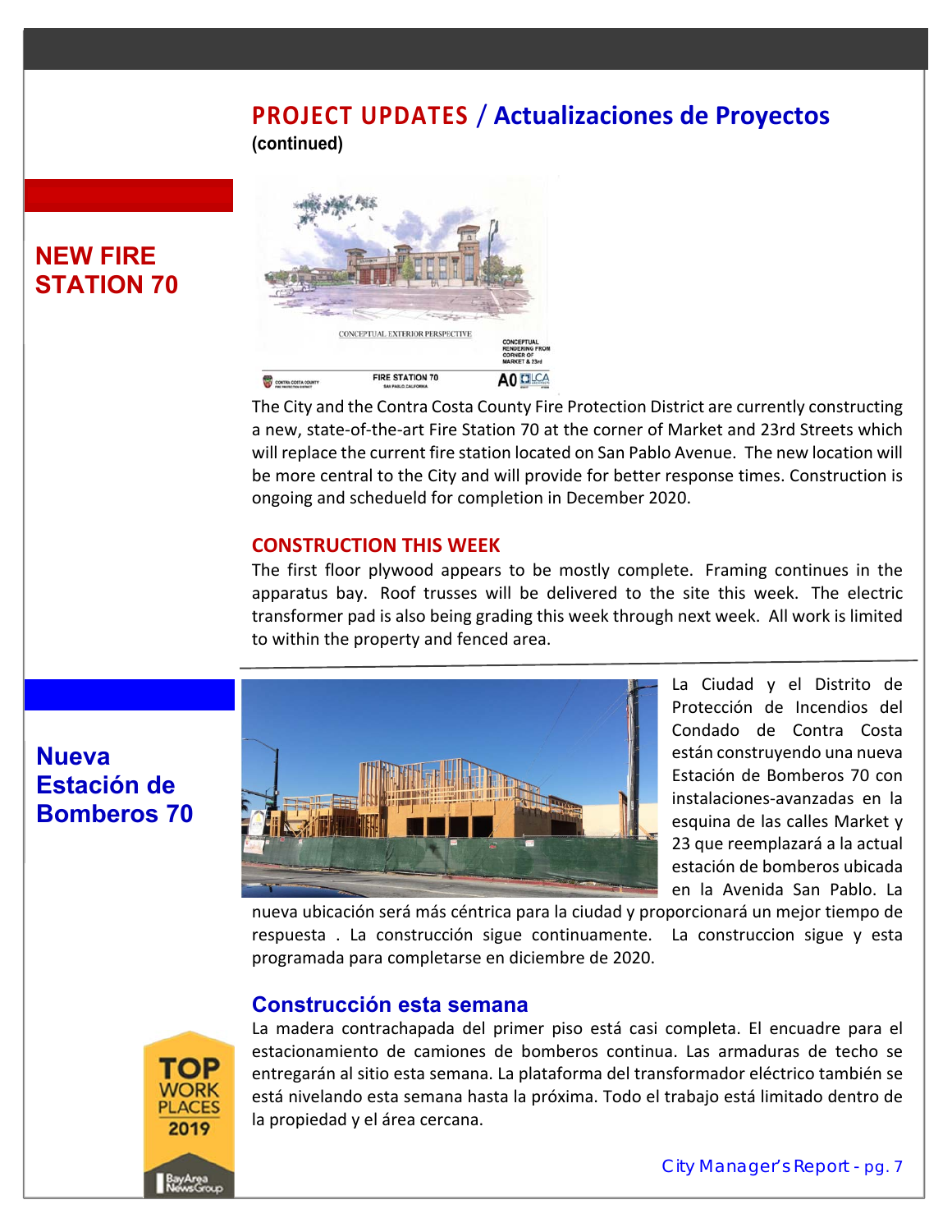# PROJECT UPDATES / Actualizaciones de Proyectos

**(continued)**

## NEW FIRE STATION 70

The City and the Contra Costa County Fire Protection District are currently constructing a new, state-of-the-art Fire Station 70 at the corner of Market and 23rd Streets which will replace the current fire station located on San Pablo Avenue. The new location will be more central to the City and will provide for better response times. Construction is ongoing and schedueld for completion in December 2020.

### CONSTRUCTION THIS WEEK

The first floor plywood appears to be mostly complete. Framing continues in the apparatus bay. Roof trusses will be delivered to the site this week. The electric transformer pad is also being grading this week through next week. All work is limited to within the property and fenced area.

## Nueva Estación de Bomberos 70

La Ciudad y el Distrito de Protección de Incendios del Condado de Contra Costa están construyendo una nueva Estación de Bomberos 70 con instalaciones-avanzadas en la esquina de las calles Market y 23 que reemplazará a la actual estación de bomberos ubicada en la Avenida San Pablo. La nueva ubicación será más céntrica para la ciudad y proporcionará un mejor tiempo de respuesta . La construcción sigue continuamente. La construccion sigue y esta programada para completarse en diciembre de 2020.

### Construcción esta semana

La madera contrachapada del primer piso está casi completa. El encuadre para el estacionamiento de camiones de bomberos continua. Las armaduras de techo se entregarán al sitio esta semana. La plataforma del transformador eléctrico también se está nivelando esta semana hasta la próxima. Todo el trabajo está limitado dentro de la propiedad y el área cercana.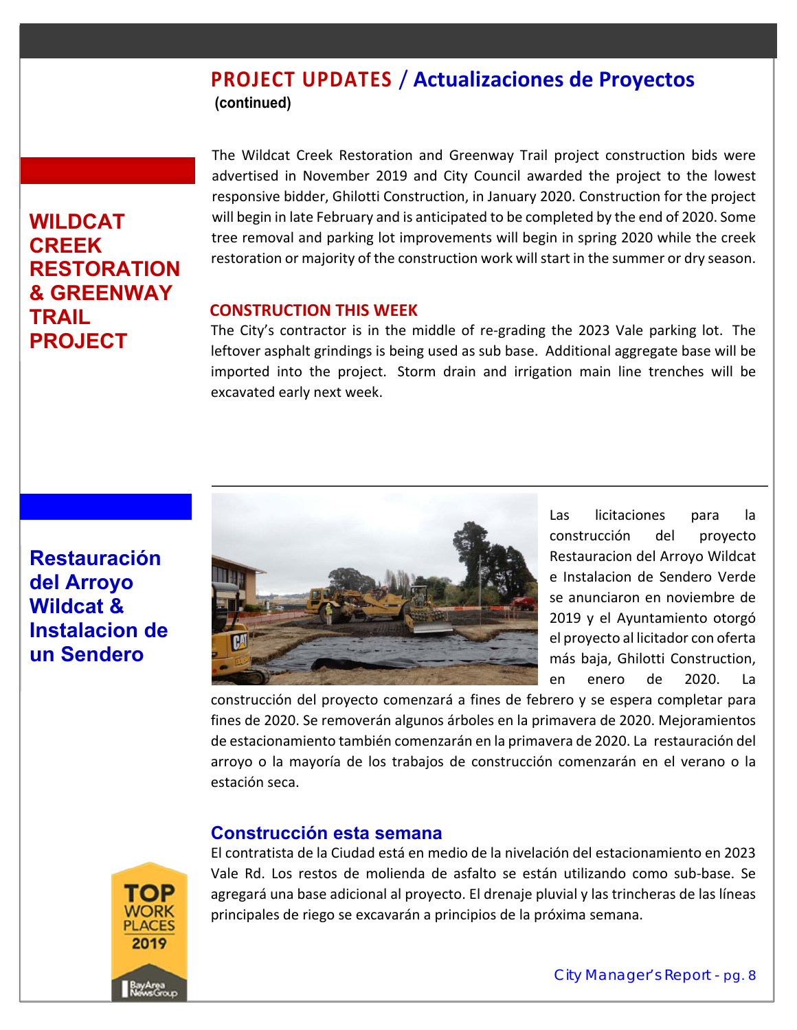# PROJECT UPDATES / Actualizaciones de Proyectos

**(continued)**

## WILDCAT CREEK RESTORATION & GREENWAY TRAIL PROJECT

The Wildcat Creek Restoration and Greenway Trail project construction bids were advertised in November 2019 and City Council awarded the project to the lowest responsive bidder, Ghilotti Construction, in January 2020. Construction for the project will begin in late February and is anticipated to be completed by the end of 2020. Some tree removal and parking lot improvements will begin in spring 2020 while the creek restoration or majority of the construction work will start in the summer or dry season.

### CONSTRUCTION THIS WEEK

The City's contractor is in the middle of re-grading the 2023 Vale parking lot. The leftover asphalt grindings is being used as sub base. Additional aggregate base will be imported into the project. Storm drain and irrigation main line trenches will be excavated early next week.

---

## Restauración del Arroyo Wildcat & Instalacion de un Sendero

Las licitaciones para la construcción del proyecto Restauracion del Arroyo Wildcat e Instalacion de Sendero Verde se anunciaron en noviembre de 2019 y el Ayuntamiento otorgó el proyecto al licitador con oferta más baja, Ghilotti Construction, en enero de 2020. La construcción del proyecto comenzará a fines de febrero y se espera completar para fines de 2020. Se removerán algunos árboles en la primavera de 2020. Mejoramientos de estacionamiento también comenzarán en la primavera de 2020. La restauración del arroyo o la mayoría de los trabajos de construcción comenzarán en el verano o la estación seca.

### Construcción esta semana

El contratista de la Ciudad está en medio de la nivelación del estacionamiento en 2023 Vale Rd. Los restos de molienda de asfalto se están utilizando como sub-base. Se agregará una base adicional al proyecto. El drenaje pluvial y las trincheras de las líneas principales de riego se excavarán a principios de la próxima semana.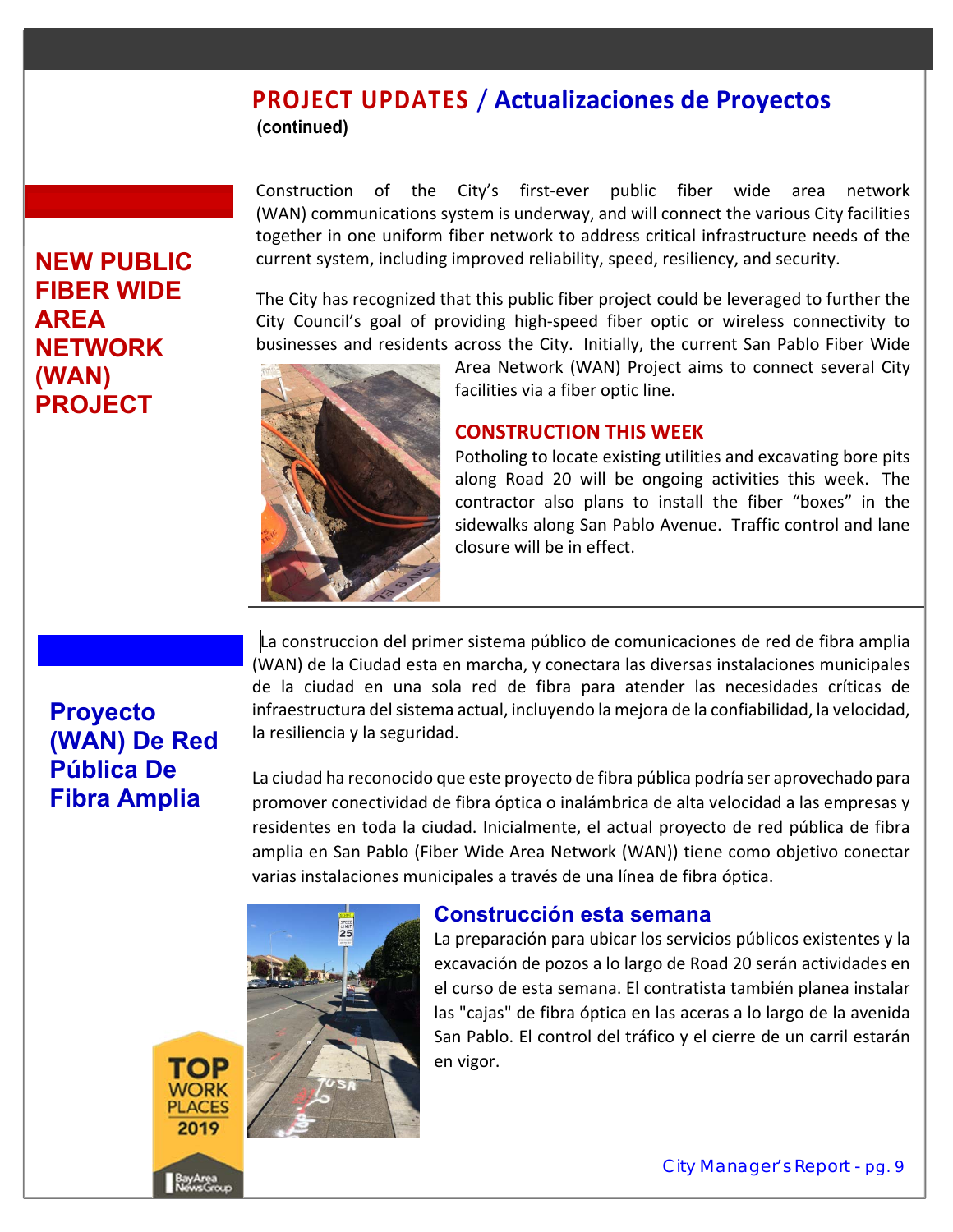## PROJECT UPDATES / Actualizaciones de Proyectos

**(continued)**

### NEW PUBLIC FIBER WIDE AREA NETWORK (WAN) PROJECT

Construction of the City's first-ever public fiber wide area network (WAN) communications system is underway, and will connect the various City facilities together in one uniform fiber network to address critical infrastructure needs of the current system, including improved reliability, speed, resiliency, and security.

The City has recognized that this public fiber project could be leveraged to further the City Council's goal of providing high-speed fiber optic or wireless connectivity to businesses and residents across the City. Initially, the current San Pablo Fiber Wide Area Network (WAN) Project aims to connect several City facilities via a fiber optic line.

#### CONSTRUCTION THIS WEEK

Potholing to locate existing utilities and excavating bore pits along Road 20 will be ongoing activities this week. The contractor also plans to install the fiber "boxes" in the sidewalks along San Pablo Avenue. Traffic control and lane closure will be in effect.

### Proyecto (WAN) De Red Pública De Fibra Amplia

La construccion del primer sistema público de comunicaciones de red de fibra amplia (WAN) de la Ciudad esta en marcha, y conectara las diversas instalaciones municipales de la ciudad en una sola red de fibra para atender las necesidades críticas de infraestructura del sistema actual, incluyendo la mejora de la confiabilidad, la velocidad, la resiliencia y la seguridad.

La ciudad ha reconocido que este proyecto de fibra pública podría ser aprovechado para promover conectividad de fibra óptica o inalámbrica de alta velocidad a las empresas y residentes en toda la ciudad. Inicialmente, el actual proyecto de red pública de fibra amplia en San Pablo (Fiber Wide Area Network (WAN)) tiene como objetivo conectar varias instalaciones municipales a través de una línea de fibra óptica.

#### Construcción esta semana

La preparación para ubicar los servicios públicos existentes y la excavación de pozos a lo largo de Road 20 serán actividades en el curso de esta semana. El contratista también planea instalar las "cajas" de fibra óptica en las aceras a lo largo de la avenida San Pablo. El control del tráfico y el cierre de un carril estarán en vigor.